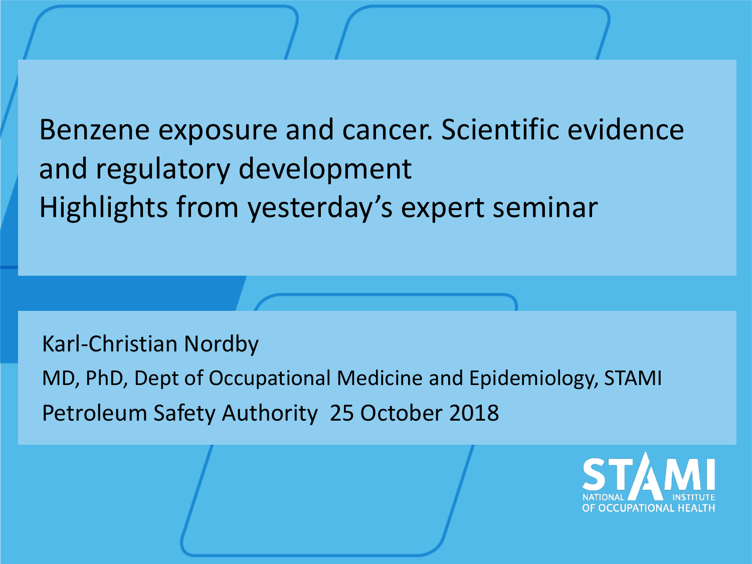# Benzene exposure and cancer. Scientific evidence and regulatory development

## Highlights from yesterday's expert seminar

Karl-Christian Nordby

MD, PhD, Dept of Occupational Medicine and Epidemiology, STAMI

Petroleum Safety Authority 25 October 2018

STAMI NATIONAL INSTITUTE OF OCCUPATIONAL HEALTH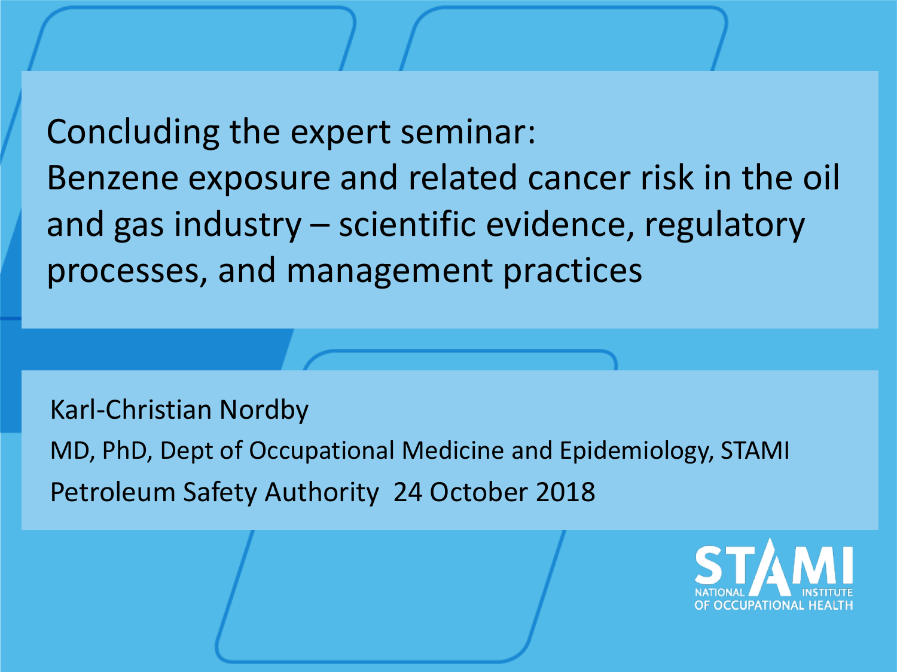# Concluding the expert seminar: Benzene exposure and related cancer risk in the oil and gas industry – scientific evidence, regulatory processes, and management practices

Karl-Christian Nordby

MD, PhD, Dept of Occupational Medicine and Epidemiology, STAMI

Petroleum Safety Authority 24 October 2018

STAMI NATIONAL INSTITUTE OF OCCUPATIONAL HEALTH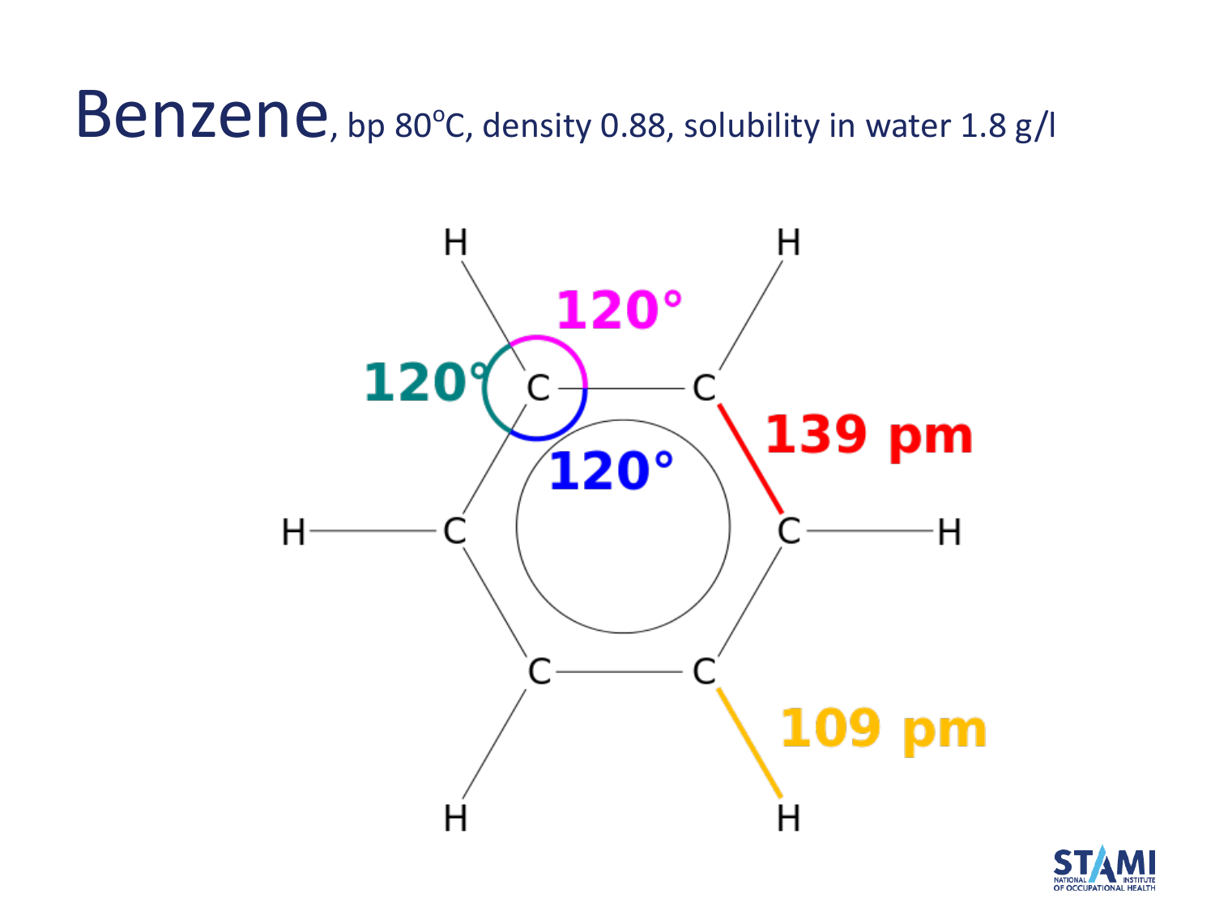# Benzene, bp 80$^{o}$C, density 0.88, solubility in water 1.8 g/l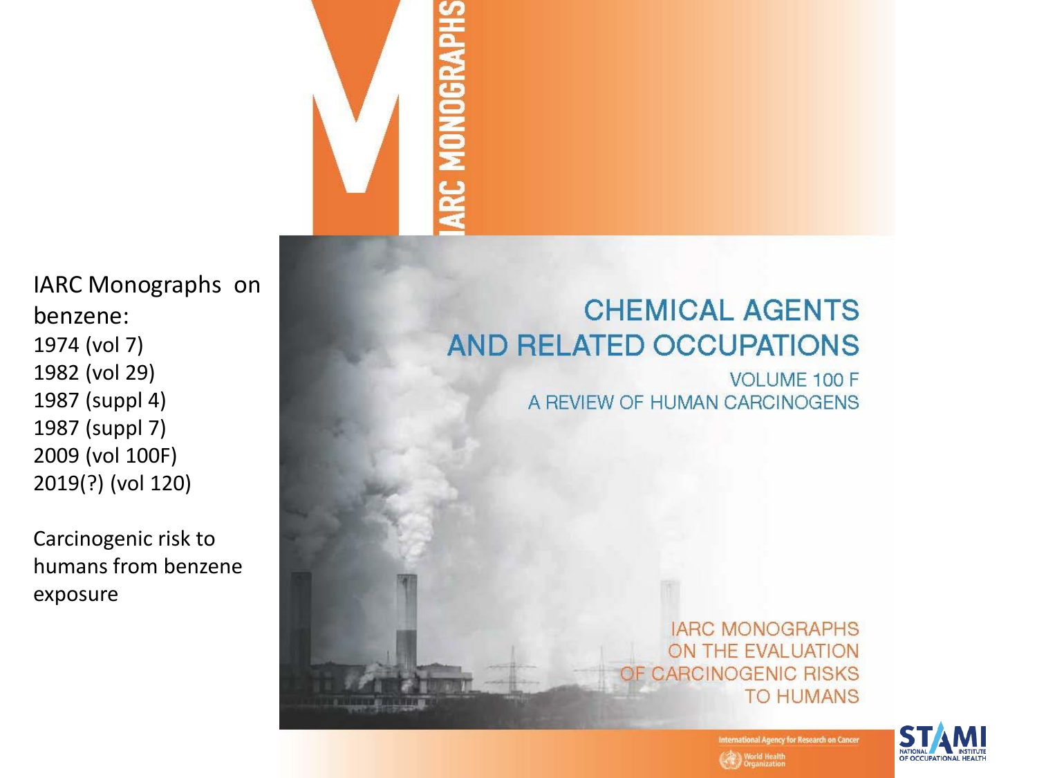IARC Monographs on benzene:

1974 (vol 7)
1982 (vol 29)
1987 (suppl 4)
1987 (suppl 7)
2009 (vol 100F)
2019(?) (vol 120)

Carcinogenic risk to humans from benzene exposure

IARC MONOGRAPHS

CHEMICAL AGENTS AND RELATED OCCUPATIONS

VOLUME 100 F

A REVIEW OF HUMAN CARCINOGENS

IARC MONOGRAPHS ON THE EVALUATION OF CARCINOGENIC RISKS TO HUMANS

International Agency for Research on Cancer

World Health Organization

STAMI NATIONAL INSTITUTE OF OCCUPATIONAL HEALTH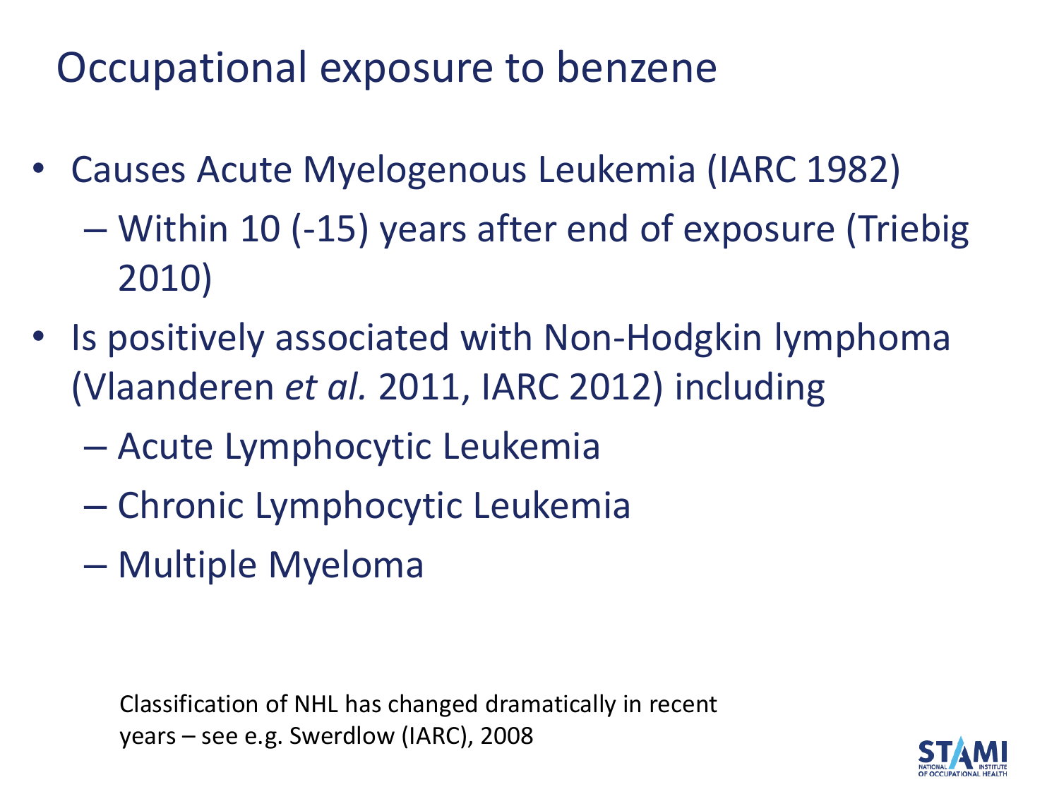# Occupational exposure to benzene

- Causes Acute Myelogenous Leukemia (IARC 1982)
  - Within 10 (-15) years after end of exposure (Triebig 2010)
- Is positively associated with Non-Hodgkin lymphoma (Vlaanderen *et al.* 2011, IARC 2012) including
  - Acute Lymphocytic Leukemia
  - Chronic Lymphocytic Leukemia
  - Multiple Myeloma

Classification of NHL has changed dramatically in recent years – see e.g. Swerdlow (IARC), 2008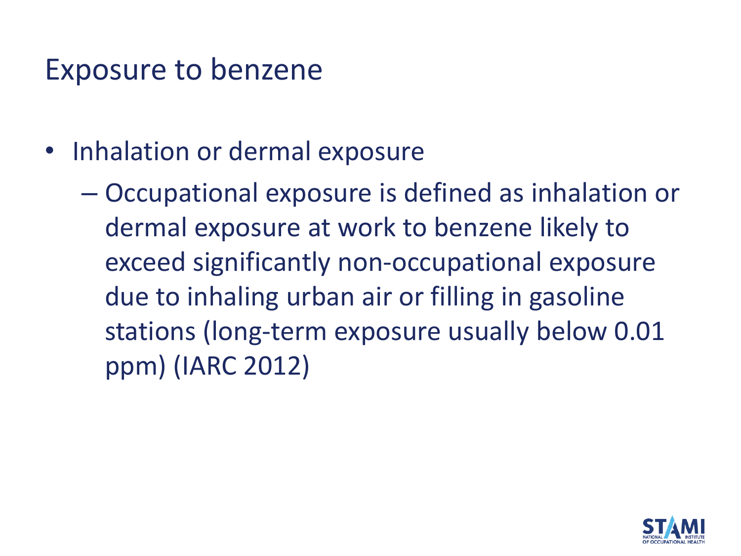# Exposure to benzene

- Inhalation or dermal exposure
  - Occupational exposure is defined as inhalation or dermal exposure at work to benzene likely to exceed significantly non-occupational exposure due to inhaling urban air or filling in gasoline stations (long-term exposure usually below 0.01 ppm) (IARC 2012)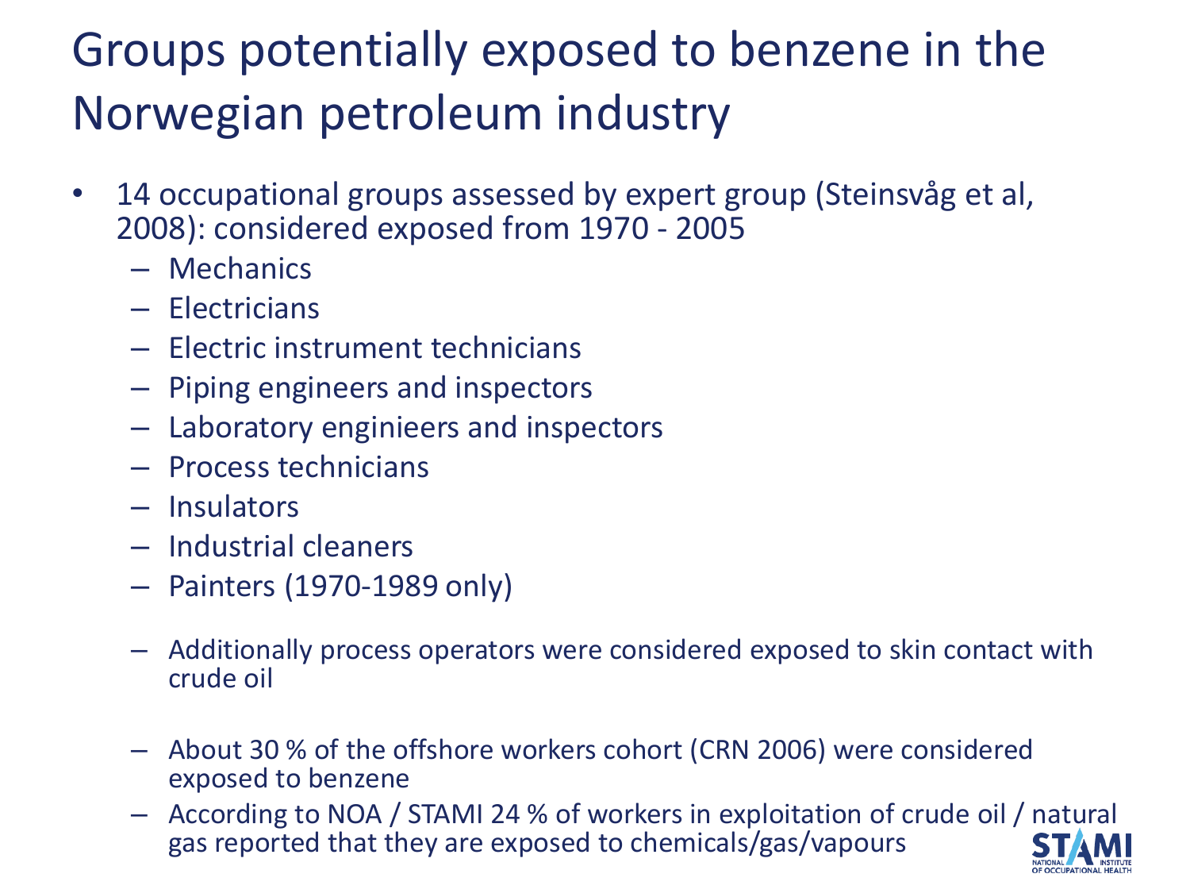# Groups potentially exposed to benzene in the Norwegian petroleum industry

- 14 occupational groups assessed by expert group (Steinsvåg et al, 2008): considered exposed from 1970 - 2005
  - Mechanics
  - Electricians
  - Electric instrument technicians
  - Piping engineers and inspectors
  - Laboratory enginieers and inspectors
  - Process technicians
  - Insulators
  - Industrial cleaners
  - Painters (1970-1989 only)

  - Additionally process operators were considered exposed to skin contact with crude oil

  - About 30 % of the offshore workers cohort (CRN 2006) were considered exposed to benzene
  - According to NOA / STAMI 24 % of workers in exploitation of crude oil / natural gas reported that they are exposed to chemicals/gas/vapours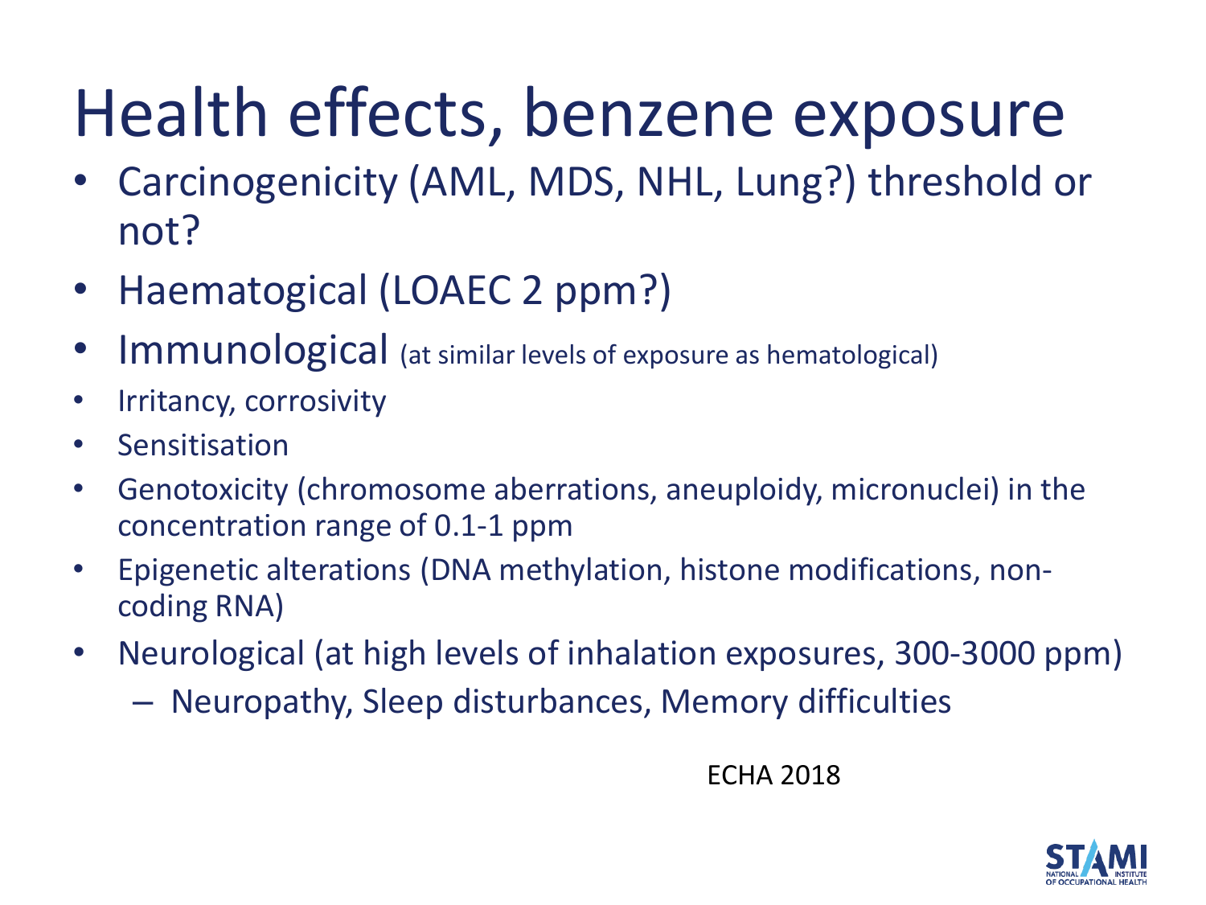# Health effects, benzene exposure

- Carcinogenicity (AML, MDS, NHL, Lung?) threshold or not?
- Haematogical (LOAEC 2 ppm?)
- Immunological (at similar levels of exposure as hematological)
- Irritancy, corrosivity
- Sensitisation
- Genotoxicity (chromosome aberrations, aneuploidy, micronuclei) in the concentration range of 0.1-1 ppm
- Epigenetic alterations (DNA methylation, histone modifications, non-coding RNA)
- Neurological (at high levels of inhalation exposures, 300-3000 ppm)
  - Neuropathy, Sleep disturbances, Memory difficulties

ECHA 2018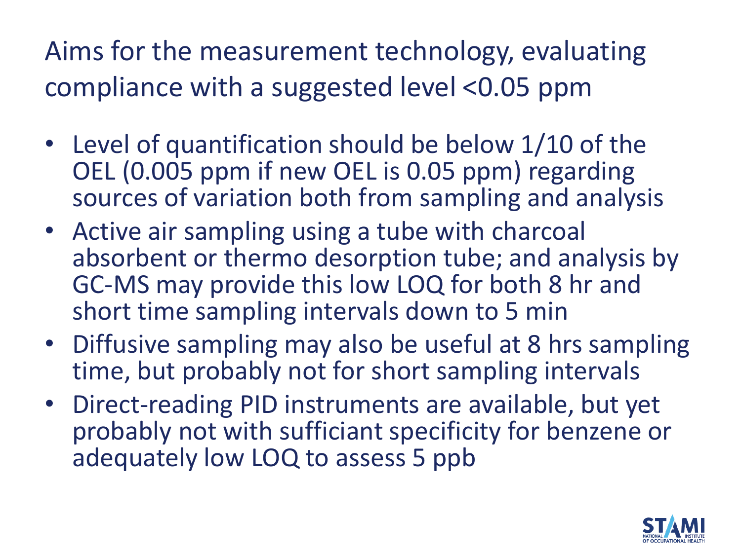# Aims for the measurement technology, evaluating compliance with a suggested level <0.05 ppm

- Level of quantification should be below 1/10 of the OEL (0.005 ppm if new OEL is 0.05 ppm) regarding sources of variation both from sampling and analysis
- Active air sampling using a tube with charcoal absorbent or thermo desorption tube; and analysis by GC-MS may provide this low LOQ for both 8 hr and short time sampling intervals down to 5 min
- Diffusive sampling may also be useful at 8 hrs sampling time, but probably not for short sampling intervals
- Direct-reading PID instruments are available, but yet probably not with sufficiant specificity for benzene or adequately low LOQ to assess 5 ppb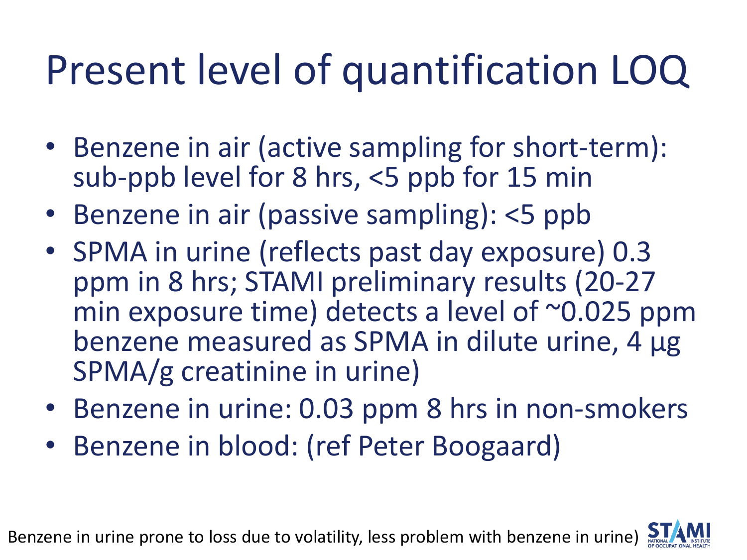# Present level of quantification LOQ

- Benzene in air (active sampling for short-term): sub-ppb level for 8 hrs, <5 ppb for 15 min
- Benzene in air (passive sampling): <5 ppb
- SPMA in urine (reflects past day exposure) 0.3 ppm in 8 hrs; STAMI preliminary results (20-27 min exposure time) detects a level of ~0.025 ppm benzene measured as SPMA in dilute urine, 4 µg SPMA/g creatinine in urine)
- Benzene in urine: 0.03 ppm 8 hrs in non-smokers
- Benzene in blood: (ref Peter Boogaard)

Benzene in urine prone to loss due to volatility, less problem with benzene in urine)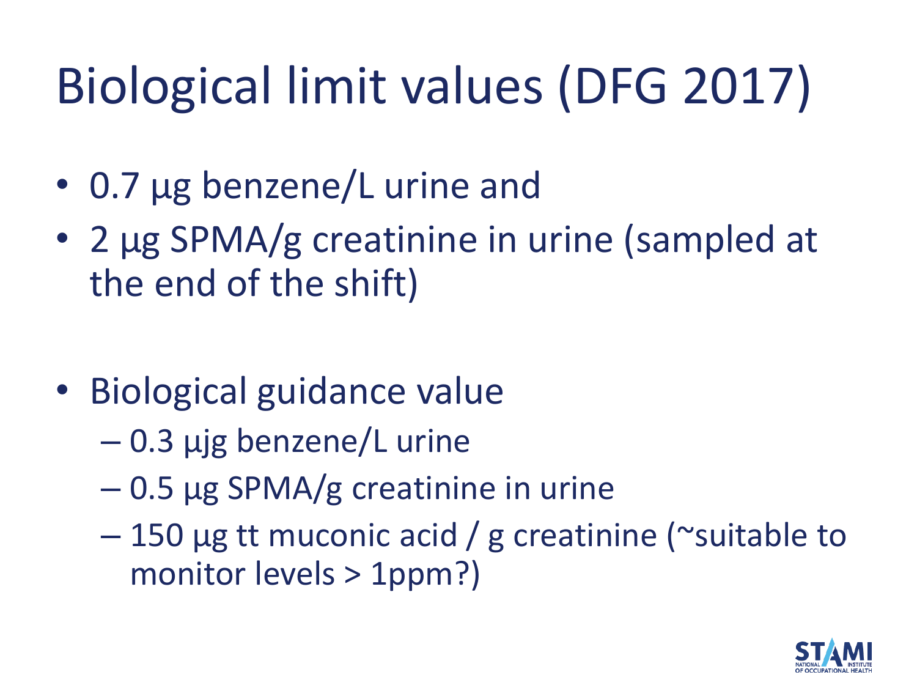# Biological limit values (DFG 2017)

- 0.7 µg benzene/L urine and
- 2 µg SPMA/g creatinine in urine (sampled at the end of the shift)

- Biological guidance value
  - 0.3 µjg benzene/L urine
  - 0.5 µg SPMA/g creatinine in urine
  - 150 µg tt muconic acid / g creatinine (~suitable to monitor levels > 1ppm?)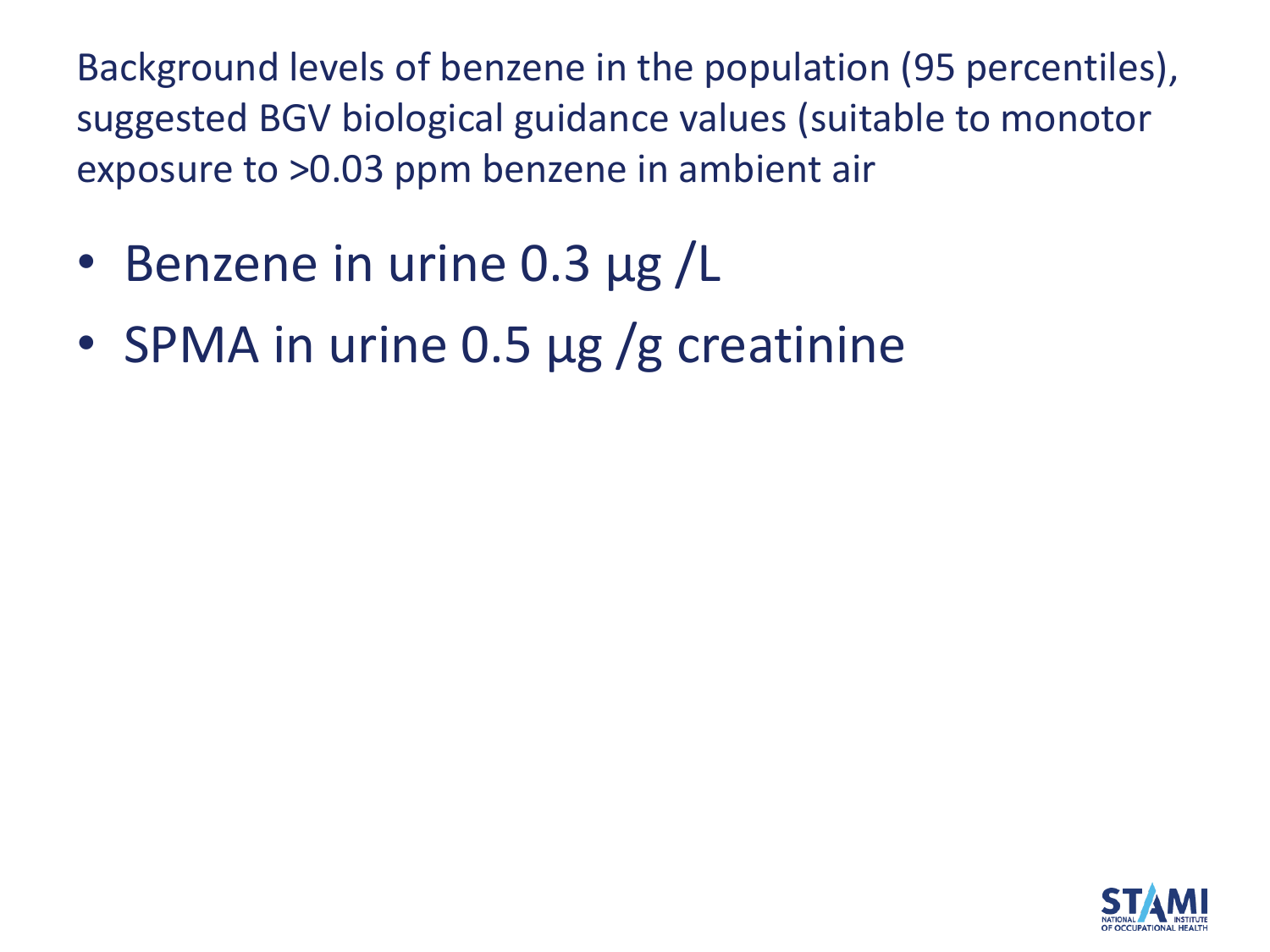Background levels of benzene in the population (95 percentiles), suggested BGV biological guidance values (suitable to monotor exposure to >0.03 ppm benzene in ambient air

- Benzene in urine 0.3 µg /L
- SPMA in urine 0.5 µg /g creatinine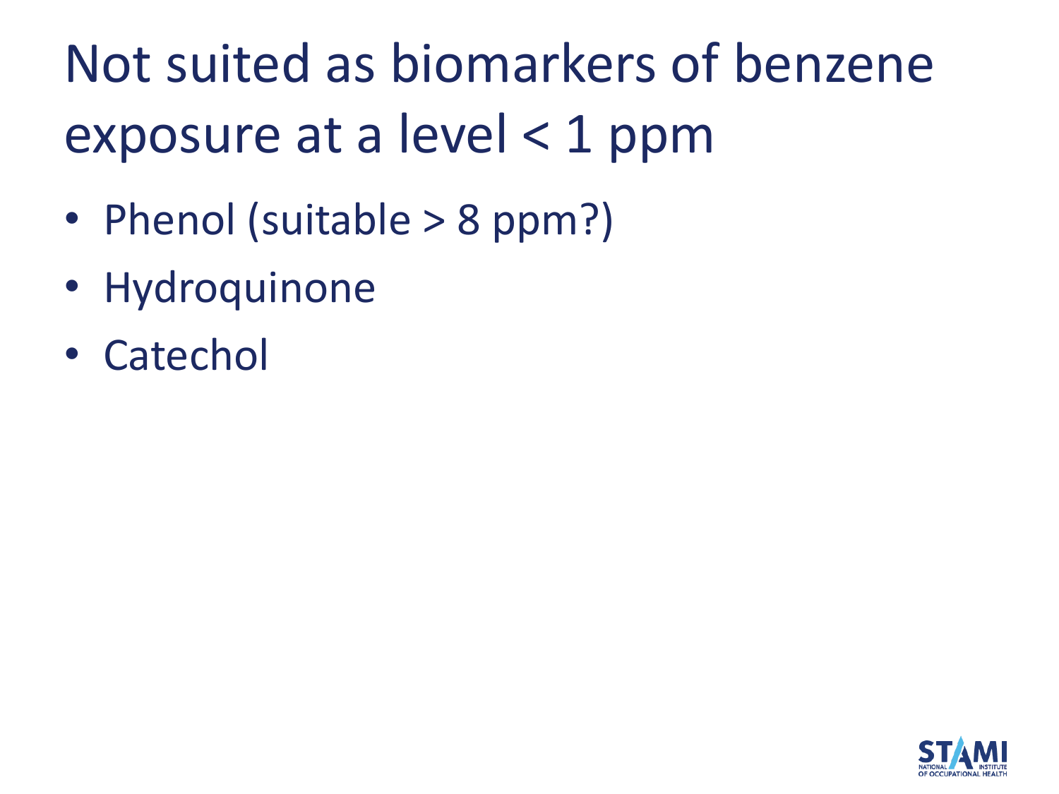# Not suited as biomarkers of benzene exposure at a level < 1 ppm

- Phenol (suitable > 8 ppm?)
- Hydroquinone
- Catechol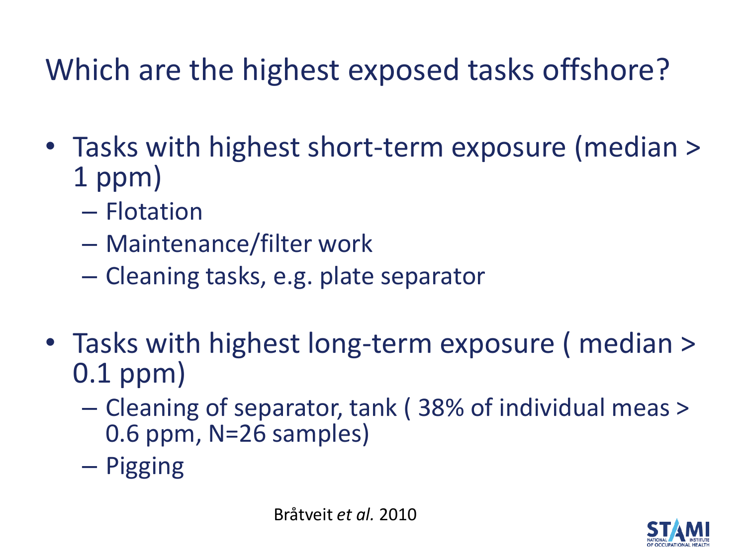# Which are the highest exposed tasks offshore?

- Tasks with highest short-term exposure (median > 1 ppm)
  - Flotation
  - Maintenance/filter work
  - Cleaning tasks, e.g. plate separator

- Tasks with highest long-term exposure ( median > 0.1 ppm)
  - Cleaning of separator, tank ( 38% of individual meas > 0.6 ppm, N=26 samples)
  - Pigging

Bråtveit *et al.* 2010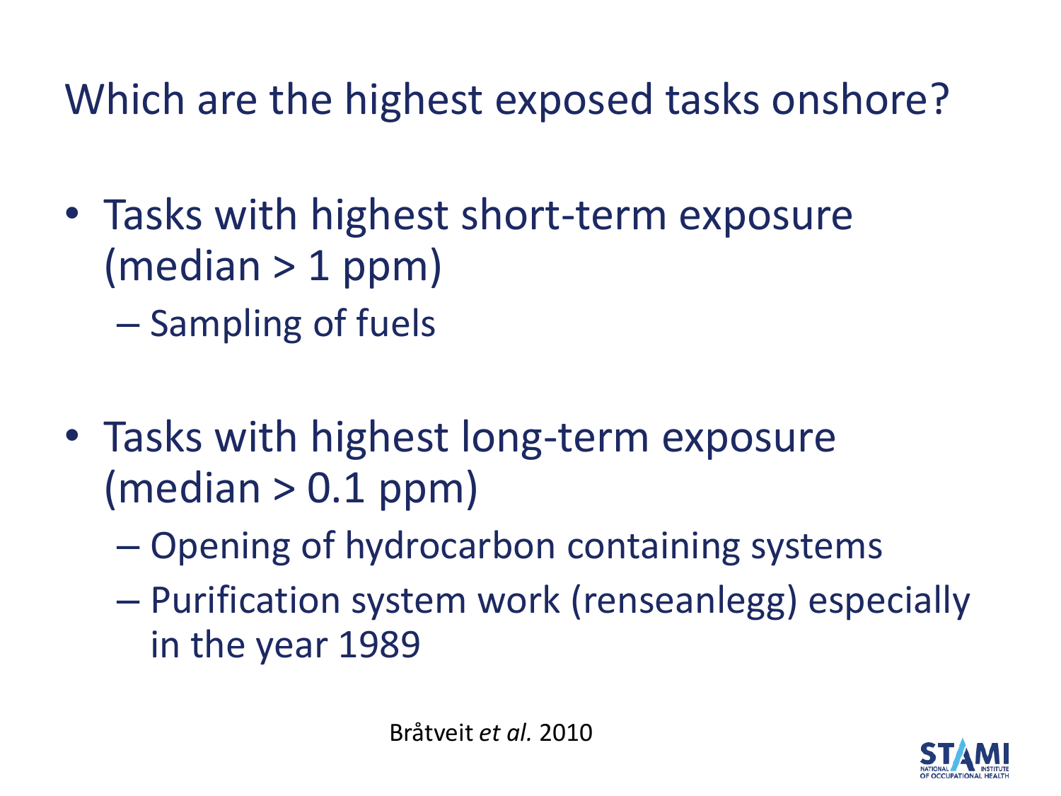# Which are the highest exposed tasks onshore?

- Tasks with highest short-term exposure (median > 1 ppm)
  - Sampling of fuels
- Tasks with highest long-term exposure (median > 0.1 ppm)
  - Opening of hydrocarbon containing systems
  - Purification system work (renseanlegg) especially in the year 1989

Bråtveit *et al.* 2010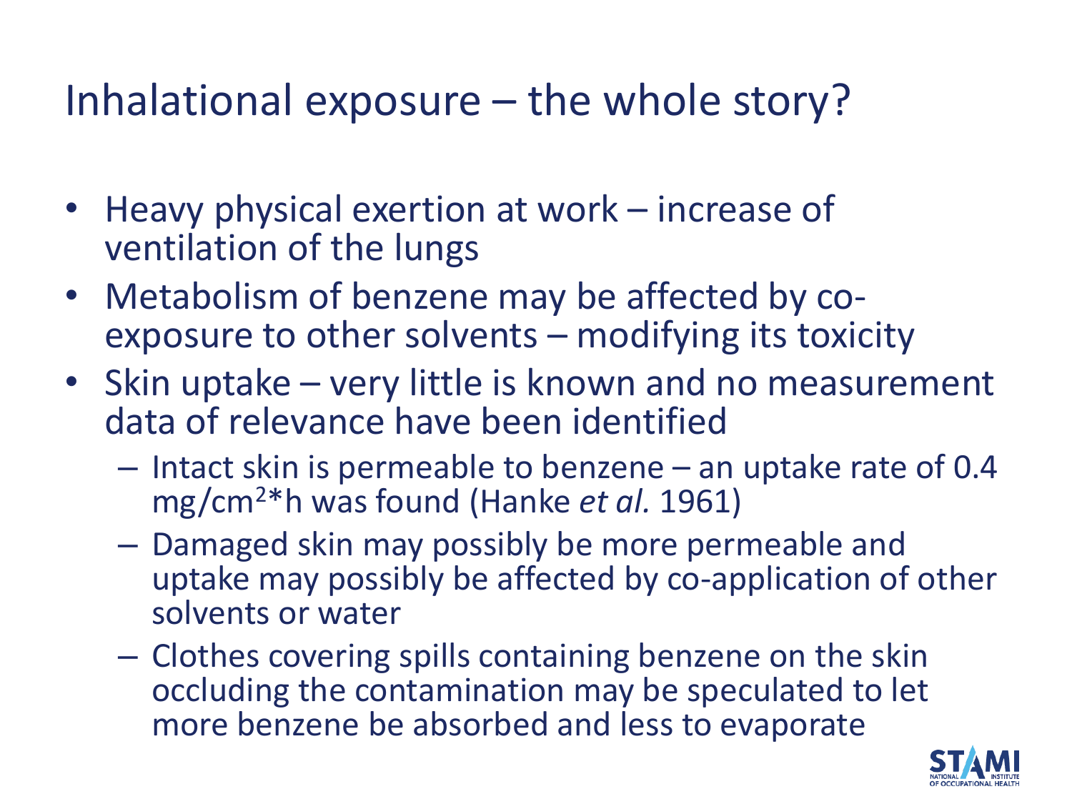# Inhalational exposure – the whole story?

- Heavy physical exertion at work – increase of ventilation of the lungs
- Metabolism of benzene may be affected by co-exposure to other solvents – modifying its toxicity
- Skin uptake – very little is known and no measurement data of relevance have been identified
  - Intact skin is permeable to benzene – an uptake rate of 0.4 $mg/cm^2*h$ was found (Hanke *et al.* 1961)
  - Damaged skin may possibly be more permeable and uptake may possibly be affected by co-application of other solvents or water
  - Clothes covering spills containing benzene on the skin occluding the contamination may be speculated to let more benzene be absorbed and less to evaporate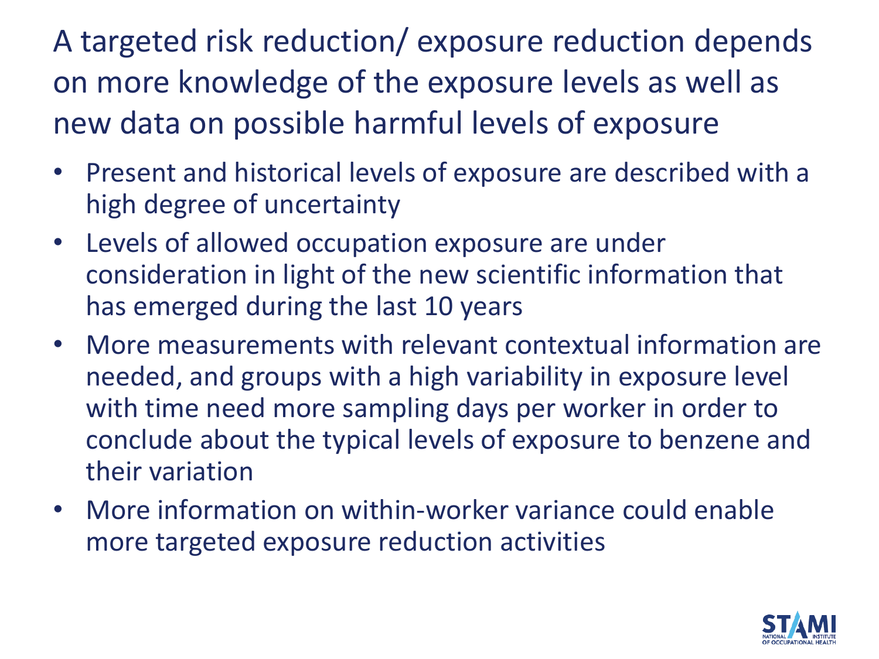# A targeted risk reduction/ exposure reduction depends on more knowledge of the exposure levels as well as new data on possible harmful levels of exposure

- Present and historical levels of exposure are described with a high degree of uncertainty
- Levels of allowed occupation exposure are under consideration in light of the new scientific information that has emerged during the last 10 years
- More measurements with relevant contextual information are needed, and groups with a high variability in exposure level with time need more sampling days per worker in order to conclude about the typical levels of exposure to benzene and their variation
- More information on within-worker variance could enable more targeted exposure reduction activities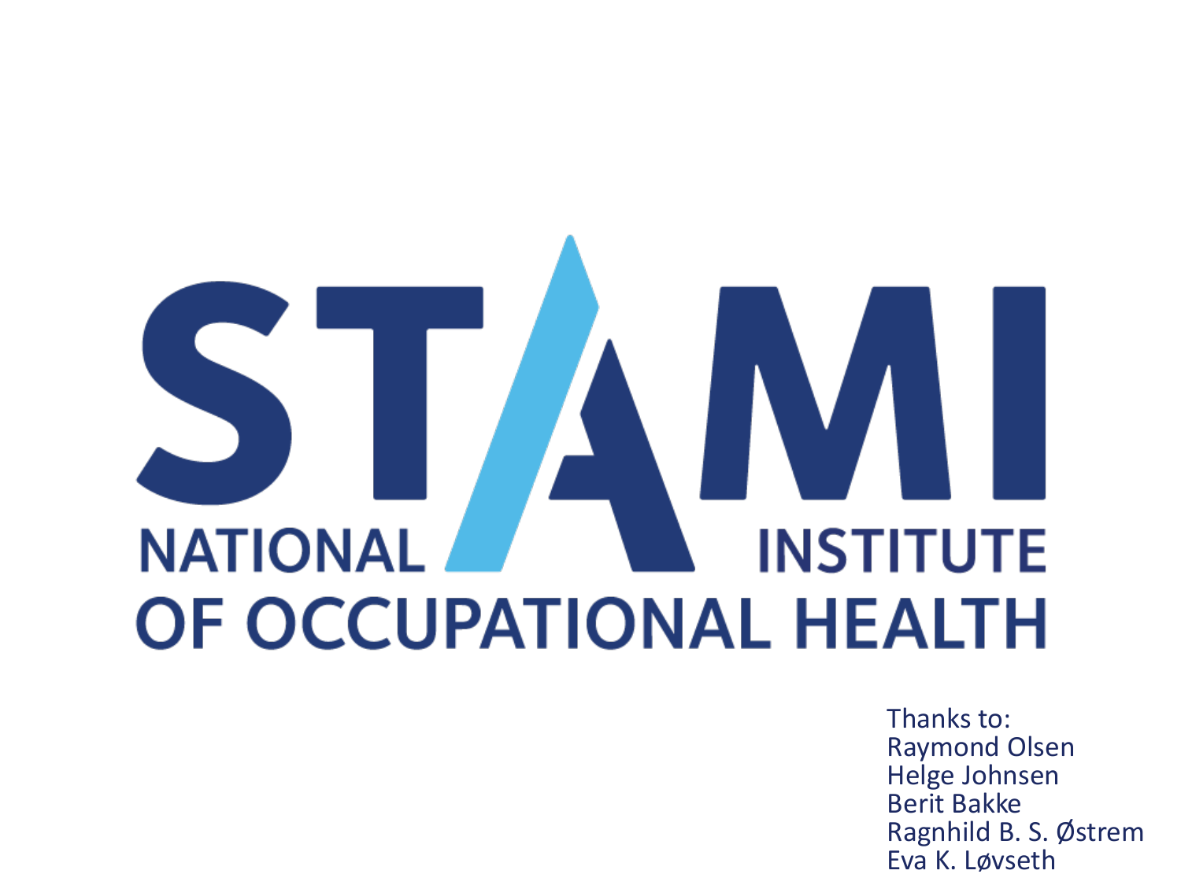STAMI

NATIONAL INSTITUTE OF OCCUPATIONAL HEALTH

Thanks to:
Raymond Olsen
Helge Johnsen
Berit Bakke
Ragnhild B. S. Østrem
Eva K. Løvseth